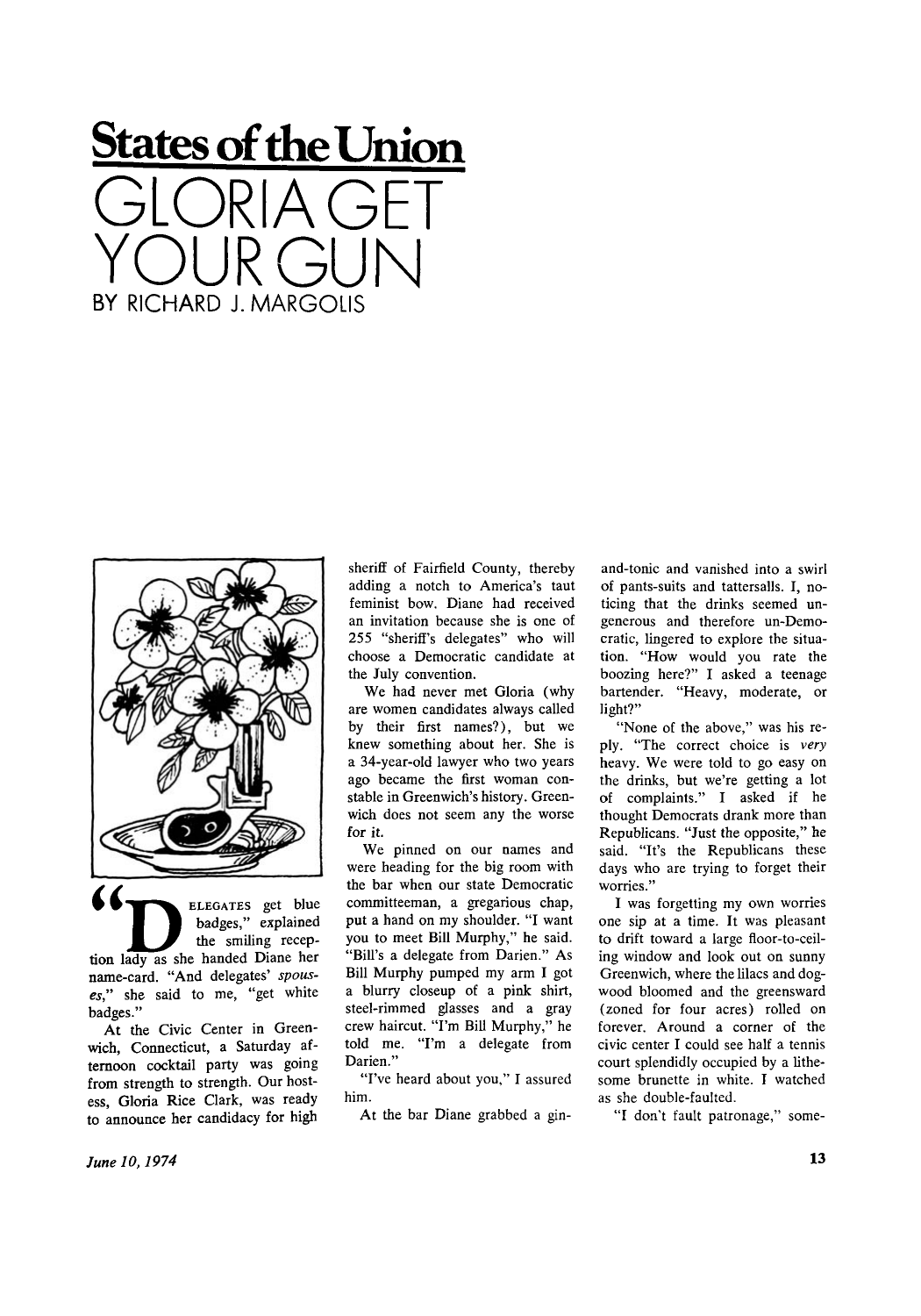# States of the Union

# GLORIA GET YOUR GUN

BY RICHARD J. MARGOLIS

"DELEGATES get blue badges," explained the smiling reception lady as she handed Diane her name-card. "And delegates' *spouses*," she said to me, "get white badges."

At the Civic Center in Greenwich, Connecticut, a Saturday afternoon cocktail party was going from strength to strength. Our hostess, Gloria Rice Clark, was ready to announce her candidacy for high sheriff of Fairfield County, thereby adding a notch to America's taut feminist bow. Diane had received an invitation because she is one of 255 "sheriff's delegates" who will choose a Democratic candidate at the July convention.

We had never met Gloria (why are women candidates always called by their first names?), but we knew something about her. She is a 34-year-old lawyer who two years ago became the first woman constable in Greenwich's history. Greenwich does not seem any the worse for it.

We pinned on our names and were heading for the big room with the bar when our state Democratic committeeman, a gregarious chap, put a hand on my shoulder. "I want you to meet Bill Murphy," he said. "Bill's a delegate from Darien." As Bill Murphy pumped my arm I got a blurry closeup of a pink shirt, steel-rimmed glasses and a gray crew haircut. "I'm Bill Murphy," he told me. "I'm a delegate from Darien."

"I've heard about you," I assured him.

At the bar Diane grabbed a gin-and-tonic and vanished into a swirl of pants-suits and tattersalls. I, noticing that the drinks seemed ungenerous and therefore un-Democratic, lingered to explore the situation. "How would you rate the boozing here?" I asked a teenage bartender. "Heavy, moderate, or light?"

"None of the above," was his reply. "The correct choice is *very* heavy. We were told to go easy on the drinks, but we're getting a lot of complaints." I asked if he thought Democrats drank more than Republicans. "Just the opposite," he said. "It's the Republicans these days who are trying to forget their worries."

I was forgetting my own worries one sip at a time. It was pleasant to drift toward a large floor-to-ceiling window and look out on sunny Greenwich, where the lilacs and dogwood bloomed and the greensward (zoned for four acres) rolled on forever. Around a corner of the civic center I could see half a tennis court splendidly occupied by a lithesome brunette in white. I watched as she double-faulted.

"I don't fault patronage," some-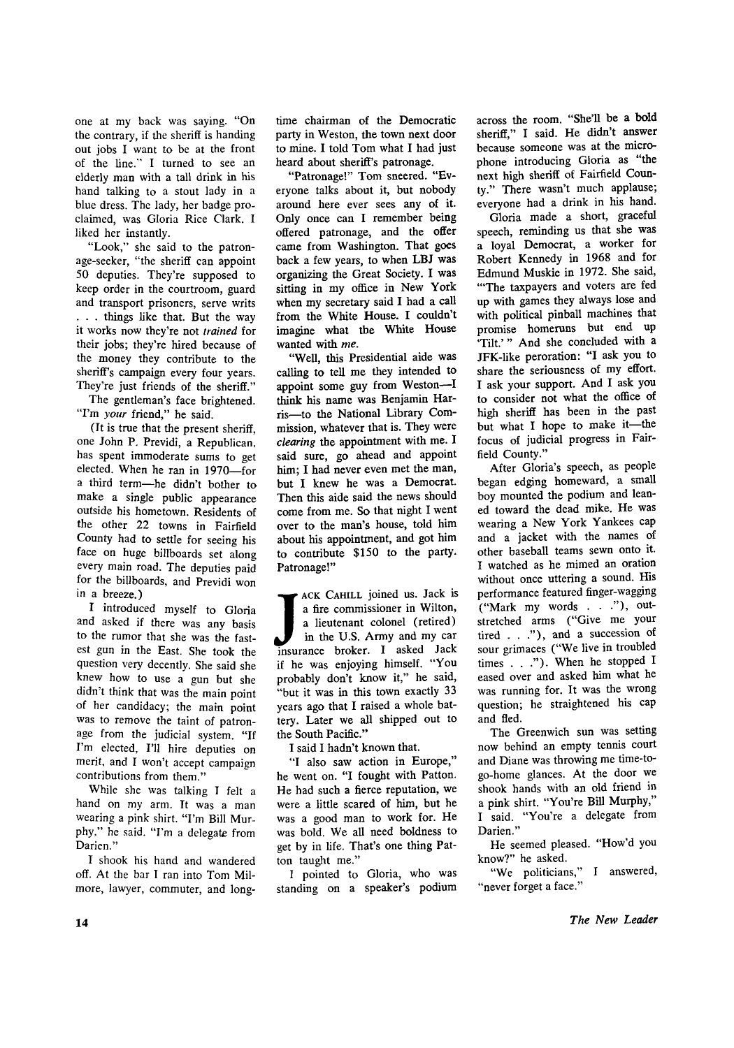one at my back was saying. "On the contrary, if the sheriff is handing out jobs I want to be at the front of the line." I turned to see an elderly man with a tall drink in his hand talking to a stout lady in a blue dress. The lady, her badge proclaimed, was Gloria Rice Clark. I liked her instantly.

"Look," she said to the patronage-seeker, "the sheriff can appoint 50 deputies. They're supposed to keep order in the courtroom, guard and transport prisoners, serve writs . . . things like that. But the way it works now they're not *trained* for their jobs; they're hired because of the money they contribute to the sheriff's campaign every four years. They're just friends of the sheriff."

The gentleman's face brightened. "I'm *your* friend," he said.

(It is true that the present sheriff, one John P. Previdi, a Republican, has spent immoderate sums to get elected. When he ran in 1970—for a third term—he didn't bother to make a single public appearance outside his hometown. Residents of the other 22 towns in Fairfield County had to settle for seeing his face on huge billboards set along every main road. The deputies paid for the billboards, and Previdi won in a breeze.)

I introduced myself to Gloria and asked if there was any basis to the rumor that she was the fastest gun in the East. She took the question very decently. She said she knew how to use a gun but she didn't think that was the main point of her candidacy; the main point was to remove the taint of patronage from the judicial system. "If I'm elected, I'll hire deputies on merit, and I won't accept campaign contributions from them."

While she was talking I felt a hand on my arm. It was a man wearing a pink shirt. "I'm Bill Murphy," he said. "I'm a delegate from Darien."

I shook his hand and wandered off. At the bar I ran into Tom Milmore, lawyer, commuter, and longtime chairman of the Democratic party in Weston, the town next door to mine. I told Tom what I had just heard about sheriff's patronage.

"Patronage!" Tom sneered. "Everyone talks about it, but nobody around here ever sees any of it. Only once can I remember being offered patronage, and the offer came from Washington. That goes back a few years, to when LBJ was organizing the Great Society. I was sitting in my office in New York when my secretary said I had a call from the White House. I couldn't imagine what the White House wanted with *me*.

"Well, this Presidential aide was calling to tell me they intended to appoint some guy from Weston—I think his name was Benjamin Harris—to the National Library Commission, whatever that is. They were *clearing* the appointment with me. I said sure, go ahead and appoint him; I had never even met the man, but I knew he was a Democrat. Then this aide said the news should come from me. So that night I went over to the man's house, told him about his appointment, and got him to contribute $150 to the party. Patronage!"

Jack Cahill joined us. Jack is a fire commissioner in Wilton, a lieutenant colonel (retired) in the U.S. Army and my car insurance broker. I asked Jack if he was enjoying himself. "You probably don't know it," he said, "but it was in this town exactly 33 years ago that I raised a whole battery. Later we all shipped out to the South Pacific."

I said I hadn't known that.

"I also saw action in Europe," he went on. "I fought with Patton. He had such a fierce reputation, we were a little scared of him, but he was a good man to work for. He was bold. We all need boldness to get by in life. That's one thing Patton taught me."

I pointed to Gloria, who was standing on a speaker's podium across the room. "She'll be a bold sheriff," I said. He didn't answer because someone was at the microphone introducing Gloria as "the next high sheriff of Fairfield County." There wasn't much applause; everyone had a drink in his hand.

Gloria made a short, graceful speech, reminding us that she was a loyal Democrat, a worker for Robert Kennedy in 1968 and for Edmund Muskie in 1972. She said, "The taxpayers and voters are fed up with games they always lose and with political pinball machines that promise homeruns but end up 'Tilt.' " And she concluded with a JFK-like peroration: "I ask you to share the seriousness of my effort. I ask your support. And I ask you to consider not what the office of high sheriff has been in the past but what I hope to make it—the focus of judicial progress in Fairfield County."

After Gloria's speech, as people began edging homeward, a small boy mounted the podium and leaned toward the dead mike. He was wearing a New York Yankees cap and a jacket with the names of other baseball teams sewn onto it. I watched as he mimed an oration without once uttering a sound. His performance featured finger-wagging ("Mark my words . . ."), outstretched arms ("Give me your tired . . ."), and a succession of sour grimaces ("We live in troubled times . . ."). When he stopped I eased over and asked him what he was running for. It was the wrong question; he straightened his cap and fled.

The Greenwich sun was setting now behind an empty tennis court and Diane was throwing me time-to-go-home glances. At the door we shook hands with an old friend in a pink shirt. "You're Bill Murphy," I said. "You're a delegate from Darien."

He seemed pleased. "How'd you know?" he asked.

"We politicians," I answered, "never forget a face."